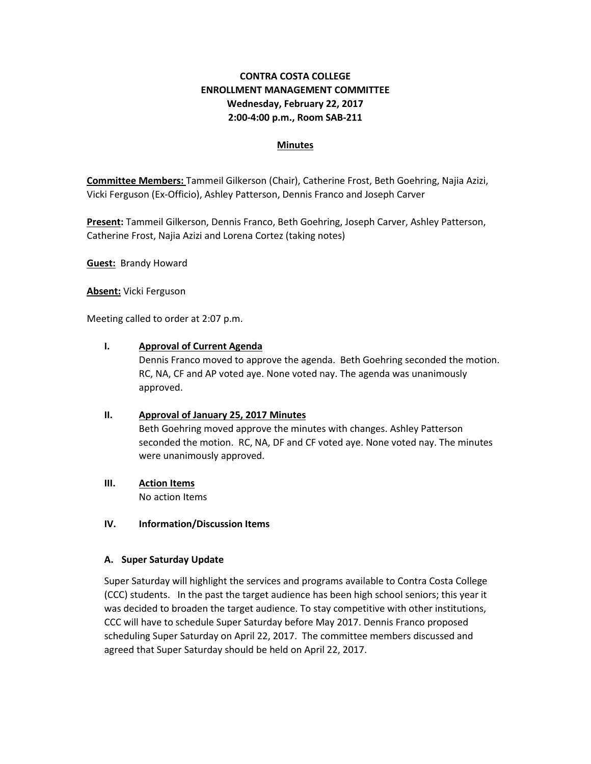**CONTRA COSTA COLLEGE**
**ENROLLMENT MANAGEMENT COMMITTEE**
**Wednesday, February 22, 2017**
**2:00-4:00 p.m., Room SAB-211**

**Minutes**

**Committee Members:** Tammeil Gilkerson (Chair), Catherine Frost, Beth Goehring, Najia Azizi, Vicki Ferguson (Ex-Officio), Ashley Patterson, Dennis Franco and Joseph Carver

**Present:** Tammeil Gilkerson, Dennis Franco, Beth Goehring, Joseph Carver, Ashley Patterson, Catherine Frost, Najia Azizi and Lorena Cortez (taking notes)

**Guest:** Brandy Howard

**Absent:** Vicki Ferguson

Meeting called to order at 2:07 p.m.

**I. Approval of Current Agenda**

Dennis Franco moved to approve the agenda. Beth Goehring seconded the motion. RC, NA, CF and AP voted aye. None voted nay. The agenda was unanimously approved.

**II. Approval of January 25, 2017 Minutes**

Beth Goehring moved approve the minutes with changes. Ashley Patterson seconded the motion. RC, NA, DF and CF voted aye. None voted nay. The minutes were unanimously approved.

**III. Action Items**

No action Items

**IV. Information/Discussion Items**

**A. Super Saturday Update**

Super Saturday will highlight the services and programs available to Contra Costa College (CCC) students. In the past the target audience has been high school seniors; this year it was decided to broaden the target audience. To stay competitive with other institutions, CCC will have to schedule Super Saturday before May 2017. Dennis Franco proposed scheduling Super Saturday on April 22, 2017. The committee members discussed and agreed that Super Saturday should be held on April 22, 2017.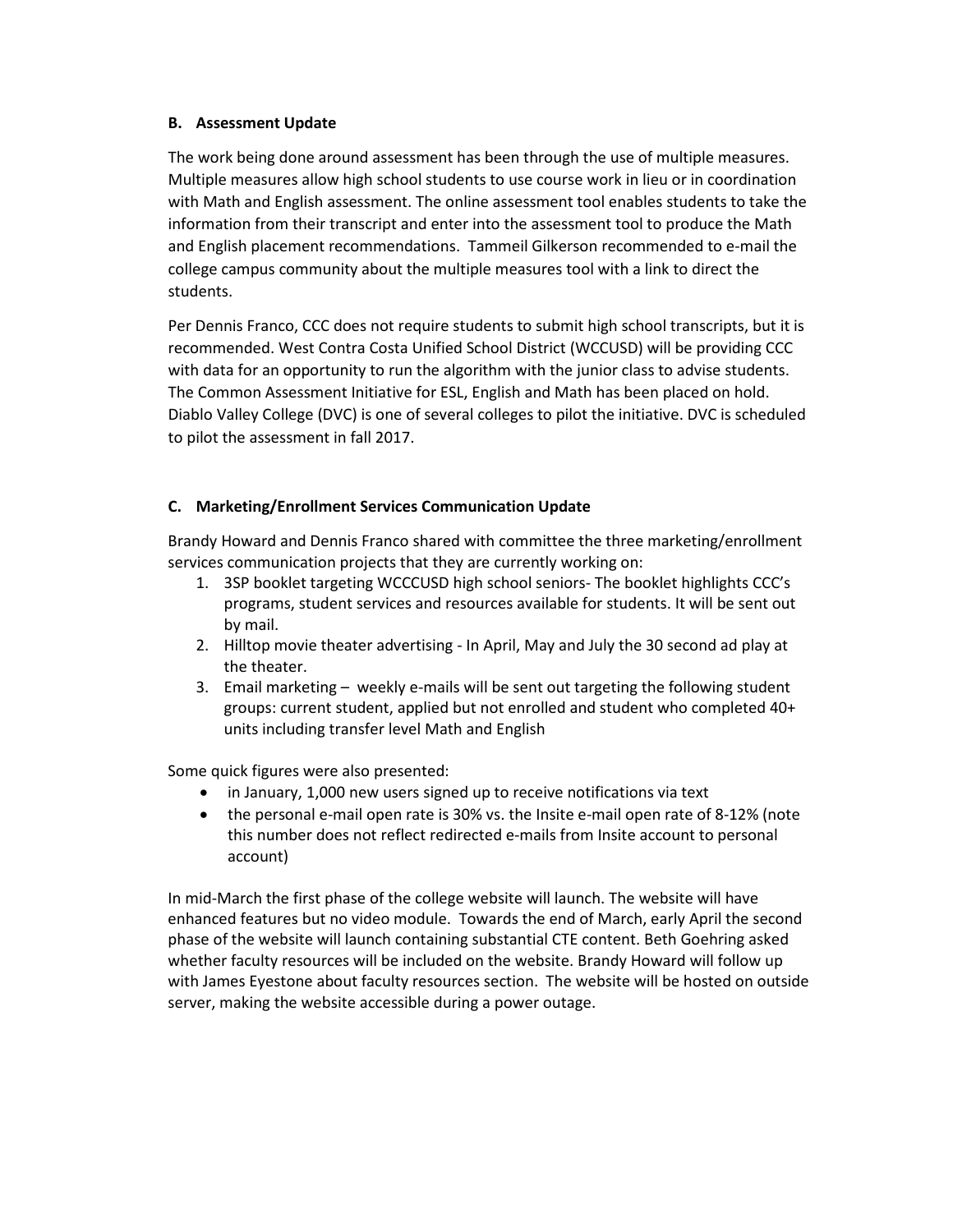### B. Assessment Update

The work being done around assessment has been through the use of multiple measures. Multiple measures allow high school students to use course work in lieu or in coordination with Math and English assessment. The online assessment tool enables students to take the information from their transcript and enter into the assessment tool to produce the Math and English placement recommendations. Tammeil Gilkerson recommended to e-mail the college campus community about the multiple measures tool with a link to direct the students.

Per Dennis Franco, CCC does not require students to submit high school transcripts, but it is recommended. West Contra Costa Unified School District (WCCUSD) will be providing CCC with data for an opportunity to run the algorithm with the junior class to advise students. The Common Assessment Initiative for ESL, English and Math has been placed on hold. Diablo Valley College (DVC) is one of several colleges to pilot the initiative. DVC is scheduled to pilot the assessment in fall 2017.

### C. Marketing/Enrollment Services Communication Update

Brandy Howard and Dennis Franco shared with committee the three marketing/enrollment services communication projects that they are currently working on:

1. 3SP booklet targeting WCCCUSD high school seniors- The booklet highlights CCC's programs, student services and resources available for students. It will be sent out by mail.
2. Hilltop movie theater advertising - In April, May and July the 30 second ad play at the theater.
3. Email marketing – weekly e-mails will be sent out targeting the following student groups: current student, applied but not enrolled and student who completed 40+ units including transfer level Math and English

Some quick figures were also presented:

- in January, 1,000 new users signed up to receive notifications via text
- the personal e-mail open rate is 30% vs. the Insite e-mail open rate of 8-12% (note this number does not reflect redirected e-mails from Insite account to personal account)

In mid-March the first phase of the college website will launch. The website will have enhanced features but no video module. Towards the end of March, early April the second phase of the website will launch containing substantial CTE content. Beth Goehring asked whether faculty resources will be included on the website. Brandy Howard will follow up with James Eyestone about faculty resources section. The website will be hosted on outside server, making the website accessible during a power outage.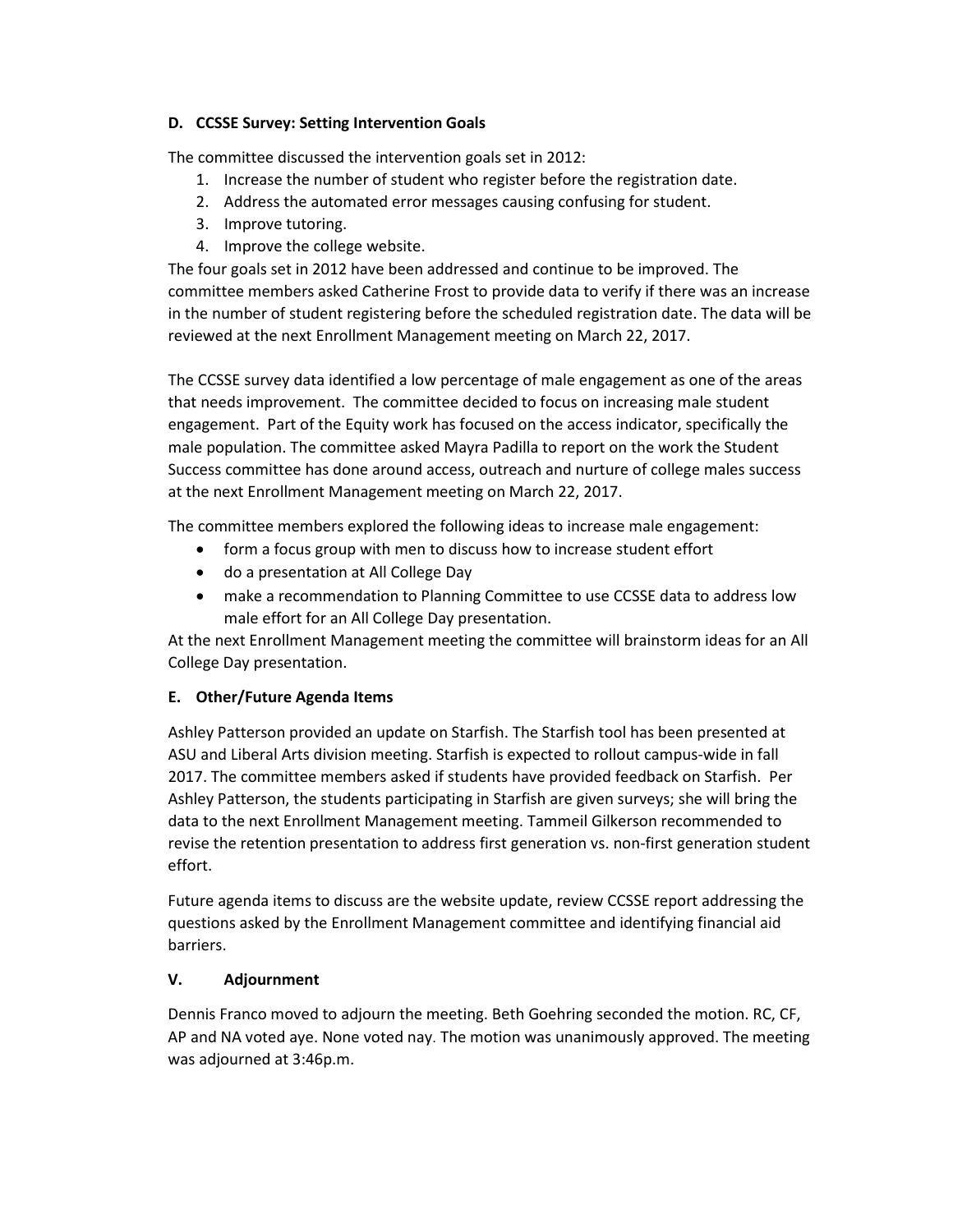### D. CCSSE Survey: Setting Intervention Goals

The committee discussed the intervention goals set in 2012:

1. Increase the number of student who register before the registration date.
2. Address the automated error messages causing confusing for student.
3. Improve tutoring.
4. Improve the college website.

The four goals set in 2012 have been addressed and continue to be improved. The committee members asked Catherine Frost to provide data to verify if there was an increase in the number of student registering before the scheduled registration date. The data will be reviewed at the next Enrollment Management meeting on March 22, 2017.

The CCSSE survey data identified a low percentage of male engagement as one of the areas that needs improvement. The committee decided to focus on increasing male student engagement. Part of the Equity work has focused on the access indicator, specifically the male population. The committee asked Mayra Padilla to report on the work the Student Success committee has done around access, outreach and nurture of college males success at the next Enrollment Management meeting on March 22, 2017.

The committee members explored the following ideas to increase male engagement:

- form a focus group with men to discuss how to increase student effort
- do a presentation at All College Day
- make a recommendation to Planning Committee to use CCSSE data to address low male effort for an All College Day presentation.

At the next Enrollment Management meeting the committee will brainstorm ideas for an All College Day presentation.

### E. Other/Future Agenda Items

Ashley Patterson provided an update on Starfish. The Starfish tool has been presented at ASU and Liberal Arts division meeting. Starfish is expected to rollout campus-wide in fall 2017. The committee members asked if students have provided feedback on Starfish. Per Ashley Patterson, the students participating in Starfish are given surveys; she will bring the data to the next Enrollment Management meeting. Tammeil Gilkerson recommended to revise the retention presentation to address first generation vs. non-first generation student effort.

Future agenda items to discuss are the website update, review CCSSE report addressing the questions asked by the Enrollment Management committee and identifying financial aid barriers.

## V. Adjournment

Dennis Franco moved to adjourn the meeting. Beth Goehring seconded the motion. RC, CF, AP and NA voted aye. None voted nay. The motion was unanimously approved. The meeting was adjourned at 3:46p.m.